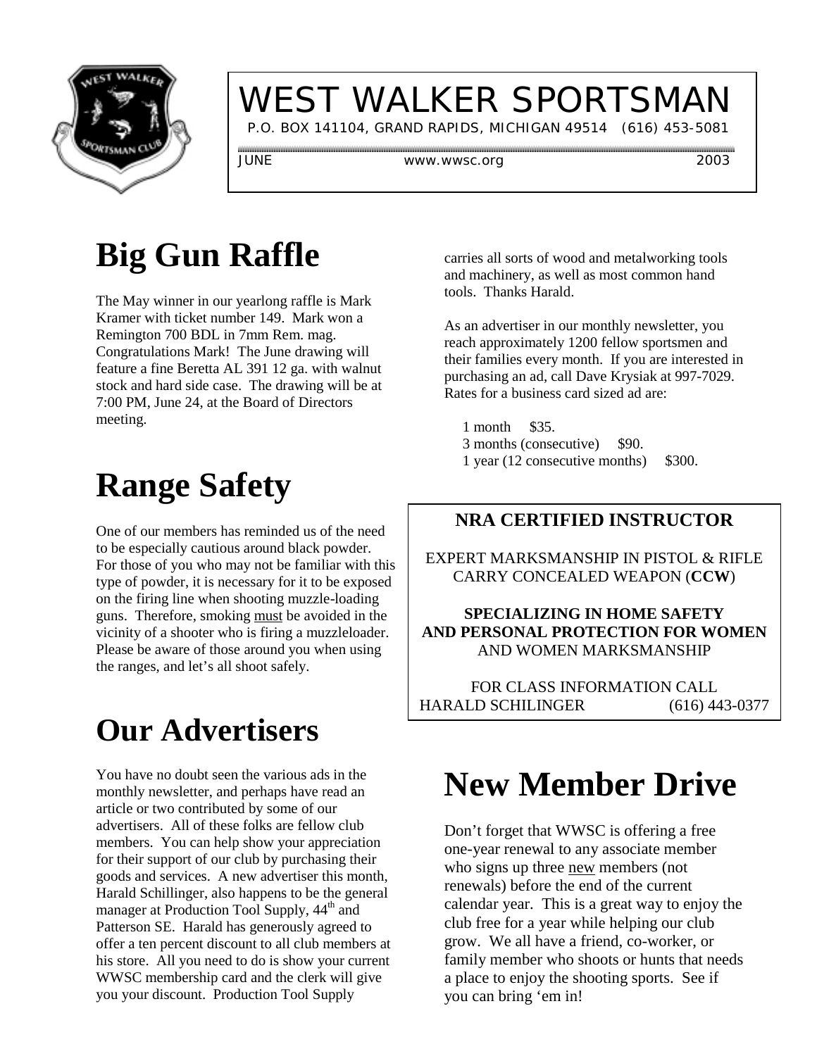# WEST WALKER SPORTSMAN

P.O. BOX 141104, GRAND RAPIDS, MICHIGAN 49514 (616) 453-5081

JUNE www.wwsc.org 2003

# Big Gun Raffle

The May winner in our yearlong raffle is Mark Kramer with ticket number 149. Mark won a Remington 700 BDL in 7mm Rem. mag. Congratulations Mark! The June drawing will feature a fine Beretta AL 391 12 ga. with walnut stock and hard side case. The drawing will be at 7:00 PM, June 24, at the Board of Directors meeting.

# Range Safety

One of our members has reminded us of the need to be especially cautious around black powder. For those of you who may not be familiar with this type of powder, it is necessary for it to be exposed on the firing line when shooting muzzle-loading guns. Therefore, smoking must be avoided in the vicinity of a shooter who is firing a muzzleloader. Please be aware of those around you when using the ranges, and let's all shoot safely.

# Our Advertisers

You have no doubt seen the various ads in the monthly newsletter, and perhaps have read an article or two contributed by some of our advertisers. All of these folks are fellow club members. You can help show your appreciation for their support of our club by purchasing their goods and services. A new advertiser this month, Harald Schillinger, also happens to be the general manager at Production Tool Supply, 44th and Patterson SE. Harald has generously agreed to offer a ten percent discount to all club members at his store. All you need to do is show your current WWSC membership card and the clerk will give you your discount. Production Tool Supply carries all sorts of wood and metalworking tools and machinery, as well as most common hand tools. Thanks Harald.

As an advertiser in our monthly newsletter, you reach approximately 1200 fellow sportsmen and their families every month. If you are interested in purchasing an ad, call Dave Krysiak at 997-7029. Rates for a business card sized ad are:

1 month $35.
3 months (consecutive) $90.
1 year (12 consecutive months) $300.

**NRA CERTIFIED INSTRUCTOR**

EXPERT MARKSMANSHIP IN PISTOL & RIFLE
CARRY CONCEALED WEAPON (**CCW**)

**SPECIALIZING IN HOME SAFETY**
**AND PERSONAL PROTECTION FOR WOMEN**
AND WOMEN MARKSMANSHIP

FOR CLASS INFORMATION CALL
HARALD SCHILINGER (616) 443-0377

# New Member Drive

Don't forget that WWSC is offering a free one-year renewal to any associate member who signs up three new members (not renewals) before the end of the current calendar year. This is a great way to enjoy the club free for a year while helping our club grow. We all have a friend, co-worker, or family member who shoots or hunts that needs a place to enjoy the shooting sports. See if you can bring 'em in!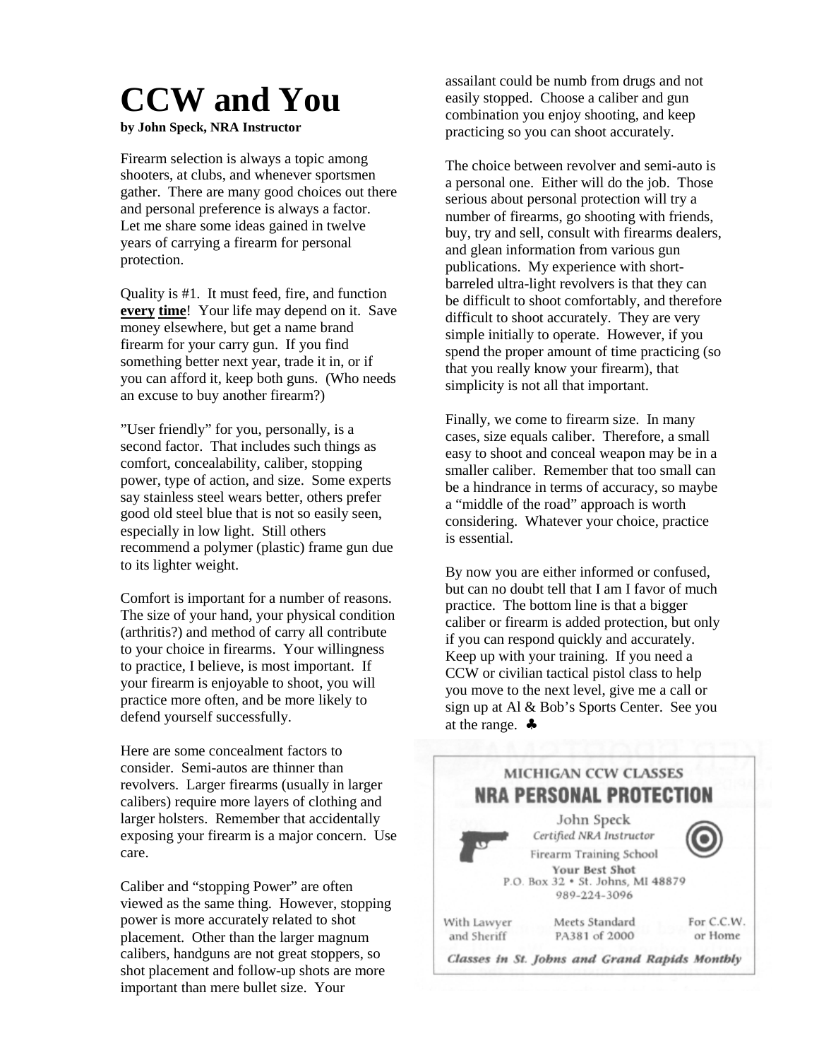# CCW and You

**by John Speck, NRA Instructor**

Firearm selection is always a topic among shooters, at clubs, and whenever sportsmen gather. There are many good choices out there and personal preference is always a factor. Let me share some ideas gained in twelve years of carrying a firearm for personal protection.

Quality is #1. It must feed, fire, and function **every time**! Your life may depend on it. Save money elsewhere, but get a name brand firearm for your carry gun. If you find something better next year, trade it in, or if you can afford it, keep both guns. (Who needs an excuse to buy another firearm?)

"User friendly" for you, personally, is a second factor. That includes such things as comfort, concealability, caliber, stopping power, type of action, and size. Some experts say stainless steel wears better, others prefer good old steel blue that is not so easily seen, especially in low light. Still others recommend a polymer (plastic) frame gun due to its lighter weight.

Comfort is important for a number of reasons. The size of your hand, your physical condition (arthritis?) and method of carry all contribute to your choice in firearms. Your willingness to practice, I believe, is most important. If your firearm is enjoyable to shoot, you will practice more often, and be more likely to defend yourself successfully.

Here are some concealment factors to consider. Semi-autos are thinner than revolvers. Larger firearms (usually in larger calibers) require more layers of clothing and larger holsters. Remember that accidentally exposing your firearm is a major concern. Use care.

Caliber and "stopping Power" are often viewed as the same thing. However, stopping power is more accurately related to shot placement. Other than the larger magnum calibers, handguns are not great stoppers, so shot placement and follow-up shots are more important than mere bullet size. Your assailant could be numb from drugs and not easily stopped. Choose a caliber and gun combination you enjoy shooting, and keep practicing so you can shoot accurately.

The choice between revolver and semi-auto is a personal one. Either will do the job. Those serious about personal protection will try a number of firearms, go shooting with friends, buy, try and sell, consult with firearms dealers, and glean information from various gun publications. My experience with short-barreled ultra-light revolvers is that they can be difficult to shoot comfortably, and therefore difficult to shoot accurately. They are very simple initially to operate. However, if you spend the proper amount of time practicing (so that you really know your firearm), that simplicity is not all that important.

Finally, we come to firearm size. In many cases, size equals caliber. Therefore, a small easy to shoot and conceal weapon may be in a smaller caliber. Remember that too small can be a hindrance in terms of accuracy, so maybe a "middle of the road" approach is worth considering. Whatever your choice, practice is essential.

By now you are either informed or confused, but can no doubt tell that I am I favor of much practice. The bottom line is that a bigger caliber or firearm is added protection, but only if you can respond quickly and accurately. Keep up with your training. If you need a CCW or civilian tactical pistol class to help you move to the next level, give me a call or sign up at Al & Bob's Sports Center. See you at the range. ♣

**MICHIGAN CCW CLASSES**

**NRA PERSONAL PROTECTION**

John Speck
*Certified NRA Instructor*
Firearm Training School
**Your Best Shot**
P.O. Box 32 • St. Johns, MI 48879
989-224-3096

With Lawyer and Sheriff — Meets Standard PA381 of 2000 — For C.C.W. or Home

***Classes in St. Johns and Grand Rapids Monthly***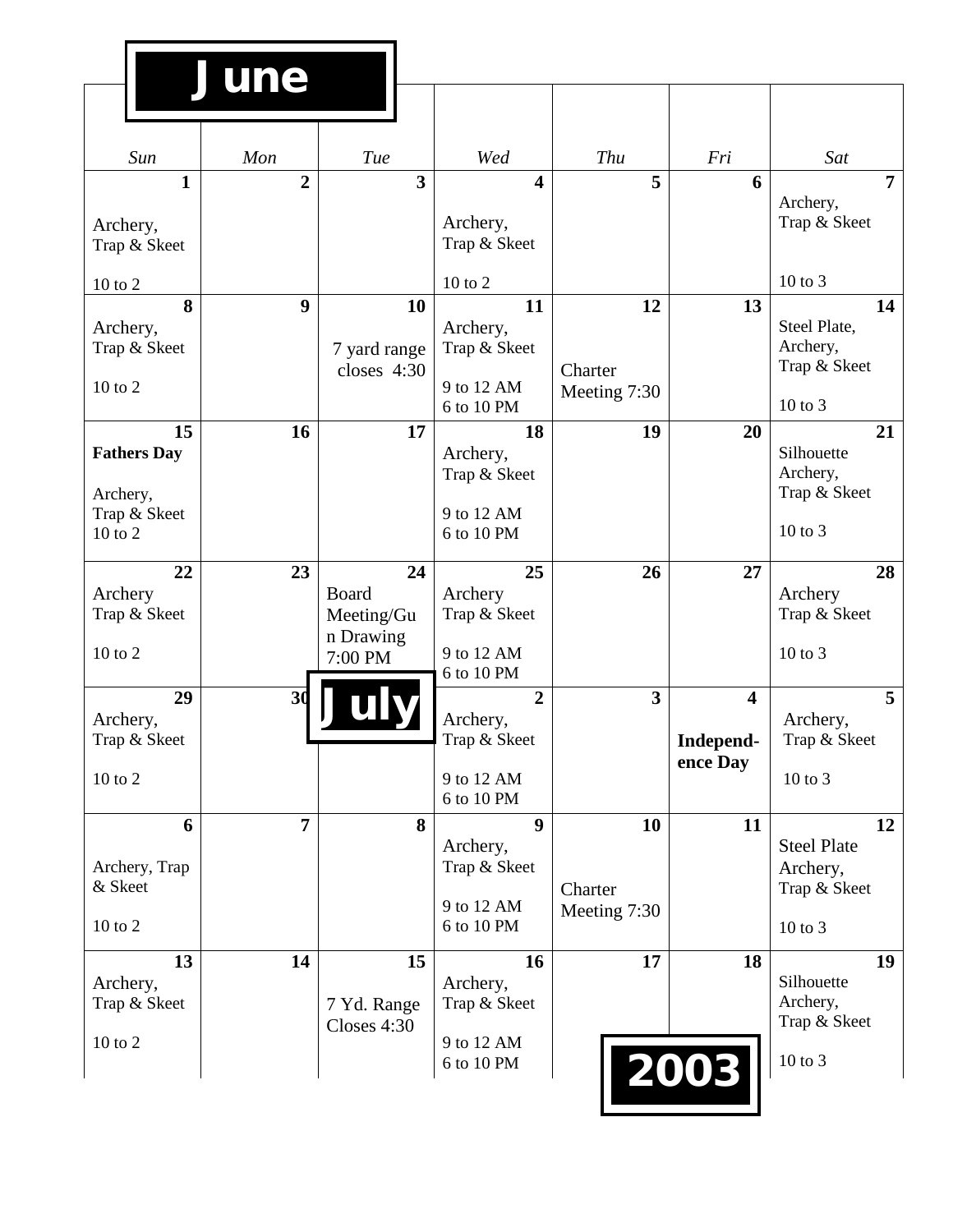# June

| Sun | Mon | Tue | Wed | Thu | Fri | Sat |
|---|---|---|---|---|---|---|
| **1** Archery, Trap & Skeet 10 to 2 | **2** | **3** | **4** Archery, Trap & Skeet 10 to 2 | **5** | **6** | **7** Archery, Trap & Skeet 10 to 3 |
| **8** Archery, Trap & Skeet 10 to 2 | **9** | **10** 7 yard range closes 4:30 | **11** Archery, Trap & Skeet 9 to 12 AM 6 to 10 PM | **12** Charter Meeting 7:30 | **13** | **14** Steel Plate, Archery, Trap & Skeet 10 to 3 |
| **15** **Fathers Day** Archery, Trap & Skeet 10 to 2 | **16** | **17** | **18** Archery, Trap & Skeet 9 to 12 AM 6 to 10 PM | **19** | **20** | **21** Silhouette Archery, Trap & Skeet 10 to 3 |
| **22** Archery Trap & Skeet 10 to 2 | **23** | **24** Board Meeting/Gun Drawing 7:00 PM | **25** Archery Trap & Skeet 9 to 12 AM 6 to 10 PM | **26** | **27** | **28** Archery Trap & Skeet 10 to 3 |
| **29** Archery, Trap & Skeet 10 to 2 | **30** | | | | | |

# July

| Sun | Mon | Tue | Wed | Thu | Fri | Sat |
|---|---|---|---|---|---|---|
| | | | **2** Archery, Trap & Skeet 9 to 12 AM 6 to 10 PM | **3** | **4** **Independence Day** | **5** Archery, Trap & Skeet 10 to 3 |
| **6** Archery, Trap & Skeet 10 to 2 | **7** | **8** | **9** Archery, Trap & Skeet 9 to 12 AM 6 to 10 PM | **10** Charter Meeting 7:30 | **11** | **12** Steel Plate Archery, Trap & Skeet 10 to 3 |
| **13** Archery, Trap & Skeet 10 to 2 | **14** | **15** 7 Yd. Range Closes 4:30 | **16** Archery, Trap & Skeet 9 to 12 AM 6 to 10 PM | **17** | **18** | **19** Silhouette Archery, Trap & Skeet 10 to 3 |

**2003**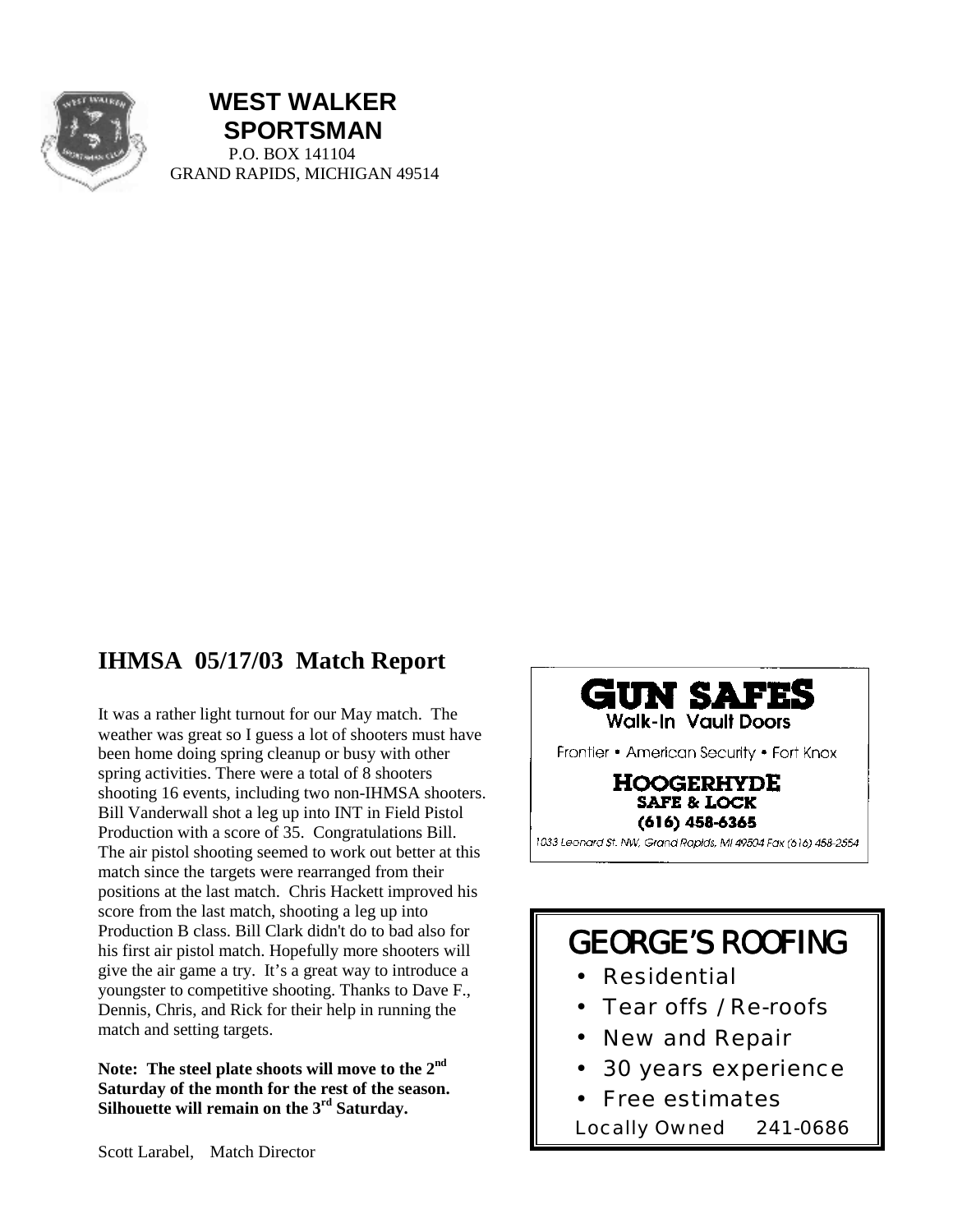**WEST WALKER SPORTSMAN**

P.O. BOX 141104
GRAND RAPIDS, MICHIGAN 49514

## IHMSA 05/17/03 Match Report

It was a rather light turnout for our May match. The weather was great so I guess a lot of shooters must have been home doing spring cleanup or busy with other spring activities. There were a total of 8 shooters shooting 16 events, including two non-IHMSA shooters. Bill Vanderwall shot a leg up into INT in Field Pistol Production with a score of 35. Congratulations Bill. The air pistol shooting seemed to work out better at this match since the targets were rearranged from their positions at the last match. Chris Hackett improved his score from the last match, shooting a leg up into Production B class. Bill Clark didn't do to bad also for his first air pistol match. Hopefully more shooters will give the air game a try. It's a great way to introduce a youngster to competitive shooting. Thanks to Dave F., Dennis, Chris, and Rick for their help in running the match and setting targets.

**Note: The steel plate shoots will move to the 2nd Saturday of the month for the rest of the season. Silhouette will remain on the 3rd Saturday.**

Scott Larabel, Match Director

**GUN SAFES**
Walk-In Vault Doors

Frontier • American Security • Fort Knox

**HOOGERHYDE**
**SAFE & LOCK**
**(616) 458-6365**

1033 Leonard St. NW, Grand Rapids, MI 49504 Fax (616) 458-2554

**GEORGE'S ROOFING**

- Residential
- Tear offs / Re-roofs
- New and Repair
- 30 years experience
- Free estimates

Locally Owned 241-0686